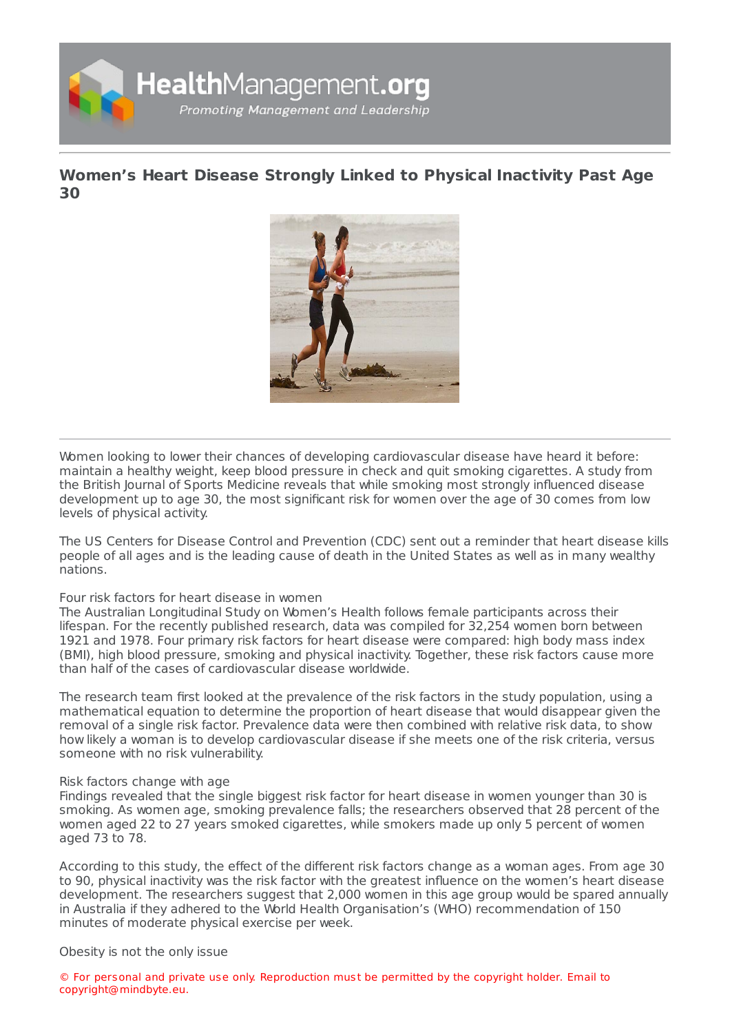# Women's Heart Disease Strongly Linked to Physical Inactivity Past Age 30

Women looking to lower their chances of developing cardiovascular disease have heard it before: maintain a healthy weight, keep blood pressure in check and quit smoking cigarettes. A study from the British Journal of Sports Medicine reveals that while smoking most strongly influenced disease development up to age 30, the most significant risk for women over the age of 30 comes from low levels of physical activity.

The US Centers for Disease Control and Prevention (CDC) sent out a reminder that heart disease kills people of all ages and is the leading cause of death in the United States as well as in many wealthy nations.

## Four risk factors for heart disease in women

The Australian Longitudinal Study on Women's Health follows female participants across their lifespan. For the recently published research, data was compiled for 32,254 women born between 1921 and 1978. Four primary risk factors for heart disease were compared: high body mass index (BMI), high blood pressure, smoking and physical inactivity. Together, these risk factors cause more than half of the cases of cardiovascular disease worldwide.

The research team first looked at the prevalence of the risk factors in the study population, using a mathematical equation to determine the proportion of heart disease that would disappear given the removal of a single risk factor. Prevalence data were then combined with relative risk data, to show how likely a woman is to develop cardiovascular disease if she meets one of the risk criteria, versus someone with no risk vulnerability.

## Risk factors change with age

Findings revealed that the single biggest risk factor for heart disease in women younger than 30 is smoking. As women age, smoking prevalence falls; the researchers observed that 28 percent of the women aged 22 to 27 years smoked cigarettes, while smokers made up only 5 percent of women aged 73 to 78.

According to this study, the effect of the different risk factors change as a woman ages. From age 30 to 90, physical inactivity was the risk factor with the greatest influence on the women's heart disease development. The researchers suggest that 2,000 women in this age group would be spared annually in Australia if they adhered to the World Health Organisation's (WHO) recommendation of 150 minutes of moderate physical exercise per week.

## Obesity is not the only issue

© For personal and private use only. Reproduction must be permitted by the copyright holder. Email to copyright@mindbyte.eu.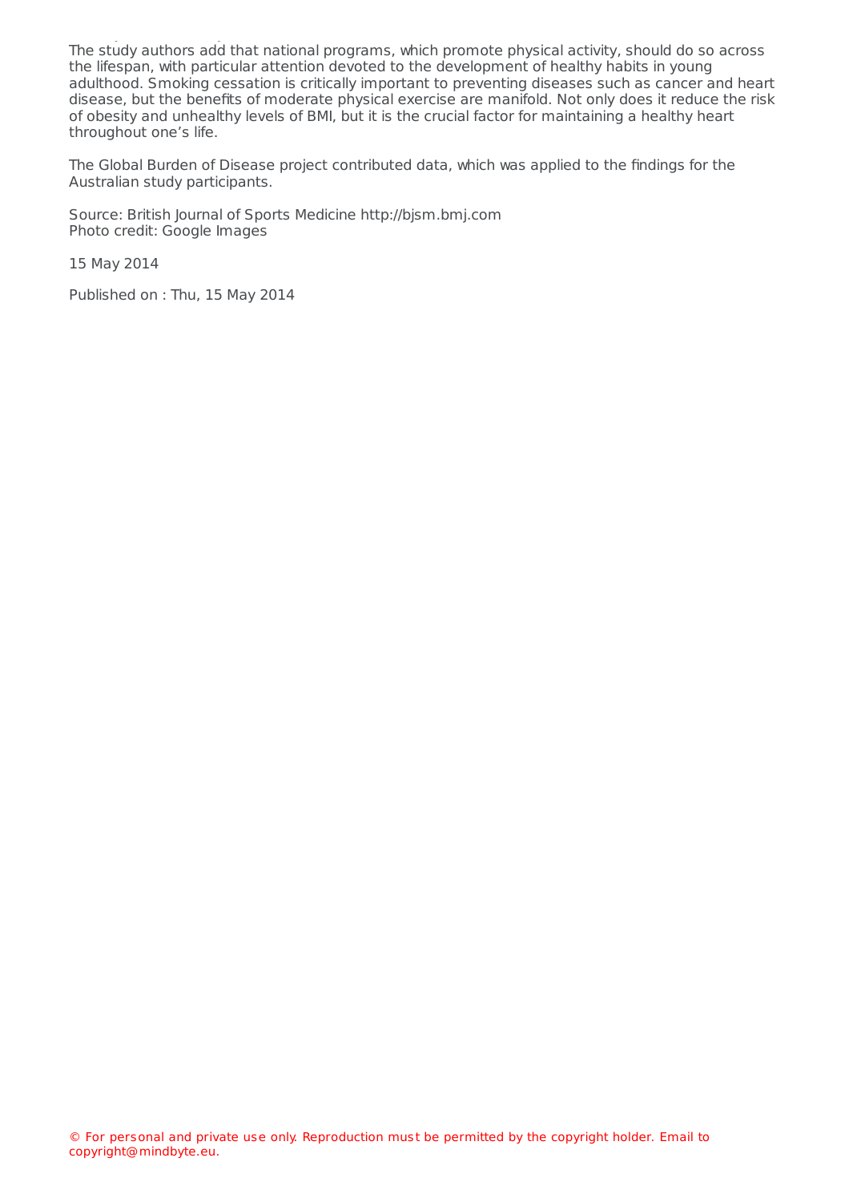The study authors add that national programs, which promote physical activity, should do so across the lifespan, with particular attention devoted to the development of healthy habits in young adulthood. Smoking cessation is critically important to preventing diseases such as cancer and heart disease, but the benefits of moderate physical exercise are manifold. Not only does it reduce the risk of obesity and unhealthy levels of BMI, but it is the crucial factor for maintaining a healthy heart throughout one's life.

The Global Burden of Disease project contributed data, which was applied to the findings for the Australian study participants.

Source: British Journal of Sports Medicine http://bjsm.bmj.com
Photo credit: Google Images

15 May 2014

Published on : Thu, 15 May 2014

© For personal and private use only. Reproduction must be permitted by the copyright holder. Email to copyright@mindbyte.eu.